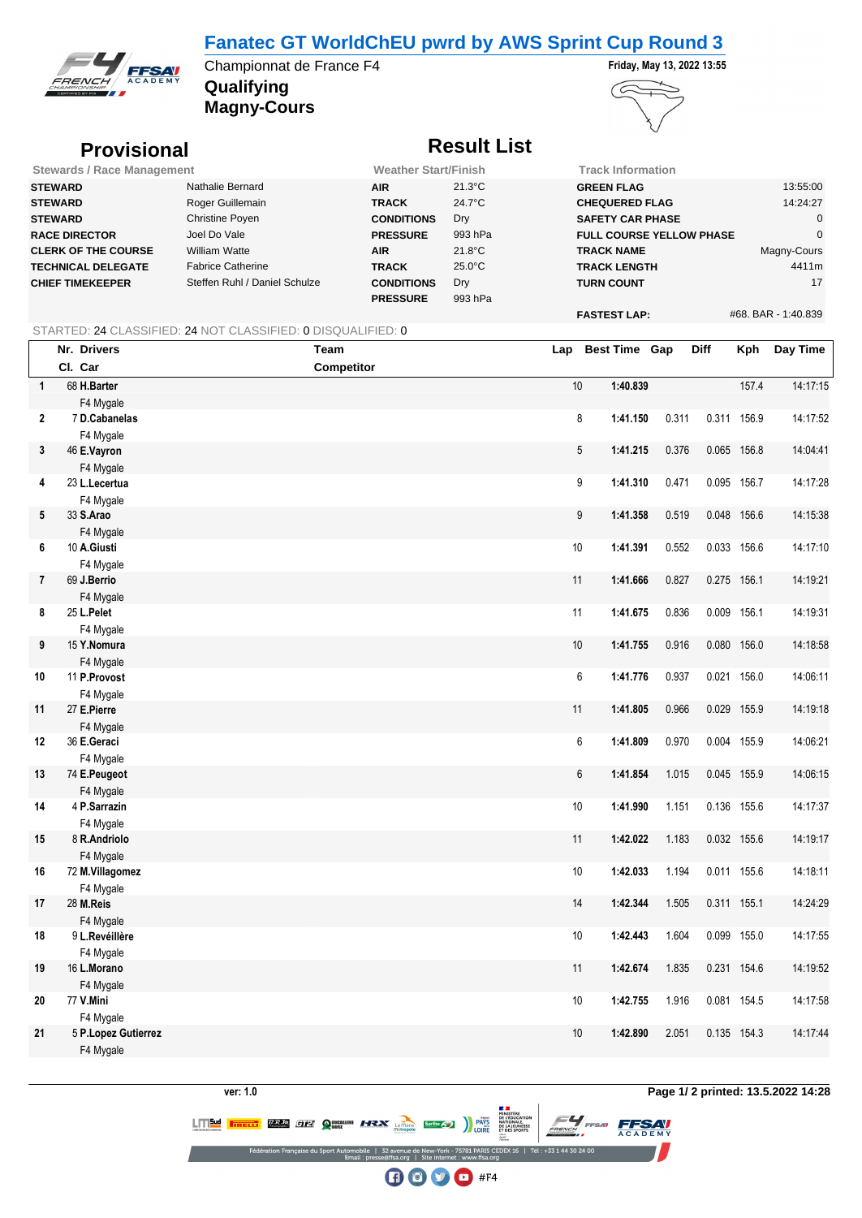# Fanatec GT WorldChEU pwrd by AWS Sprint Cup Round 3

Championnat de France F4

**Qualifying**

**Magny-Cours**

Friday, May 13, 2022 13:55

## Provisional

## Result List

| Stewards / Race Management | | Weather Start/Finish | | Track Information | |
|---|---|---|---|---|---|
| **STEWARD** | Nathalie Bernard | **AIR** | 21.3°C | **GREEN FLAG** | 13:55:00 |
| **STEWARD** | Roger Guillemain | **TRACK** | 24.7°C | **CHEQUERED FLAG** | 14:24:27 |
| **STEWARD** | Christine Poyen | **CONDITIONS** | Dry | **SAFETY CAR PHASE** | 0 |
| **RACE DIRECTOR** | Joel Do Vale | **PRESSURE** | 993 hPa | **FULL COURSE YELLOW PHASE** | 0 |
| **CLERK OF THE COURSE** | William Watte | **AIR** | 21.8°C | **TRACK NAME** | Magny-Cours |
| **TECHNICAL DELEGATE** | Fabrice Catherine | **TRACK** | 25.0°C | **TRACK LENGTH** | 4411m |
| **CHIEF TIMEKEEPER** | Steffen Ruhl / Daniel Schulze | **CONDITIONS** | Dry | **TURN COUNT** | 17 |
| | | **PRESSURE** | 993 hPa | | |
| | | | | **FASTEST LAP:** | #68. BAR - 1:40.839 |

STARTED: 24 CLASSIFIED: 24 NOT CLASSIFIED: 0 DISQUALIFIED: 0

| | Nr. | Drivers / Car | Team / Competitor | Lap | Best Time | Gap | Diff | Kph | Day Time |
|---|---|---|---|---|---|---|---|---|---|
| 1 | 68 | **H.Barter** F4 Mygale | | 10 | **1:40.839** | | | 157.4 | 14:17:15 |
| 2 | 7 | **D.Cabanelas** F4 Mygale | | 8 | **1:41.150** | 0.311 | 0.311 | 156.9 | 14:17:52 |
| 3 | 46 | **E.Vayron** F4 Mygale | | 5 | **1:41.215** | 0.376 | 0.065 | 156.8 | 14:04:41 |
| 4 | 23 | **L.Lecertua** F4 Mygale | | 9 | **1:41.310** | 0.471 | 0.095 | 156.7 | 14:17:28 |
| 5 | 33 | **S.Arao** F4 Mygale | | 9 | **1:41.358** | 0.519 | 0.048 | 156.6 | 14:15:38 |
| 6 | 10 | **A.Giusti** F4 Mygale | | 10 | **1:41.391** | 0.552 | 0.033 | 156.6 | 14:17:10 |
| 7 | 69 | **J.Berrio** F4 Mygale | | 11 | **1:41.666** | 0.827 | 0.275 | 156.1 | 14:19:21 |
| 8 | 25 | **L.Pelet** F4 Mygale | | 11 | **1:41.675** | 0.836 | 0.009 | 156.1 | 14:19:31 |
| 9 | 15 | **Y.Nomura** F4 Mygale | | 10 | **1:41.755** | 0.916 | 0.080 | 156.0 | 14:18:58 |
| 10 | 11 | **P.Provost** F4 Mygale | | 6 | **1:41.776** | 0.937 | 0.021 | 156.0 | 14:06:11 |
| 11 | 27 | **E.Pierre** F4 Mygale | | 11 | **1:41.805** | 0.966 | 0.029 | 155.9 | 14:19:18 |
| 12 | 36 | **E.Geraci** F4 Mygale | | 6 | **1:41.809** | 0.970 | 0.004 | 155.9 | 14:06:21 |
| 13 | 74 | **E.Peugeot** F4 Mygale | | 6 | **1:41.854** | 1.015 | 0.045 | 155.9 | 14:06:15 |
| 14 | 4 | **P.Sarrazin** F4 Mygale | | 10 | **1:41.990** | 1.151 | 0.136 | 155.6 | 14:17:37 |
| 15 | 8 | **R.Andriolo** F4 Mygale | | 11 | **1:42.022** | 1.183 | 0.032 | 155.6 | 14:19:17 |
| 16 | 72 | **M.Villagomez** F4 Mygale | | 10 | **1:42.033** | 1.194 | 0.011 | 155.6 | 14:18:11 |
| 17 | 28 | **M.Reis** F4 Mygale | | 14 | **1:42.344** | 1.505 | 0.311 | 155.1 | 14:24:29 |
| 18 | 9 | **L.Revéillère** F4 Mygale | | 10 | **1:42.443** | 1.604 | 0.099 | 155.0 | 14:17:55 |
| 19 | 16 | **L.Morano** F4 Mygale | | 11 | **1:42.674** | 1.835 | 0.231 | 154.6 | 14:19:52 |
| 20 | 77 | **V.Mini** F4 Mygale | | 10 | **1:42.755** | 1.916 | 0.081 | 154.5 | 14:17:58 |
| 21 | 5 | **P.Lopez Gutierrez** F4 Mygale | | 10 | **1:42.890** | 2.051 | 0.135 | 154.3 | 14:17:44 |

ver: 1.0 printed: 13.5.2022 14:28

Fédération Française du Sport Automobile | 32 avenue de New-York - 75781 PARIS CEDEX 16 | Tél : +33 1 44 30 24 00
Email : presse@ffsa.org | Site internet : www.ffsa.org

#F4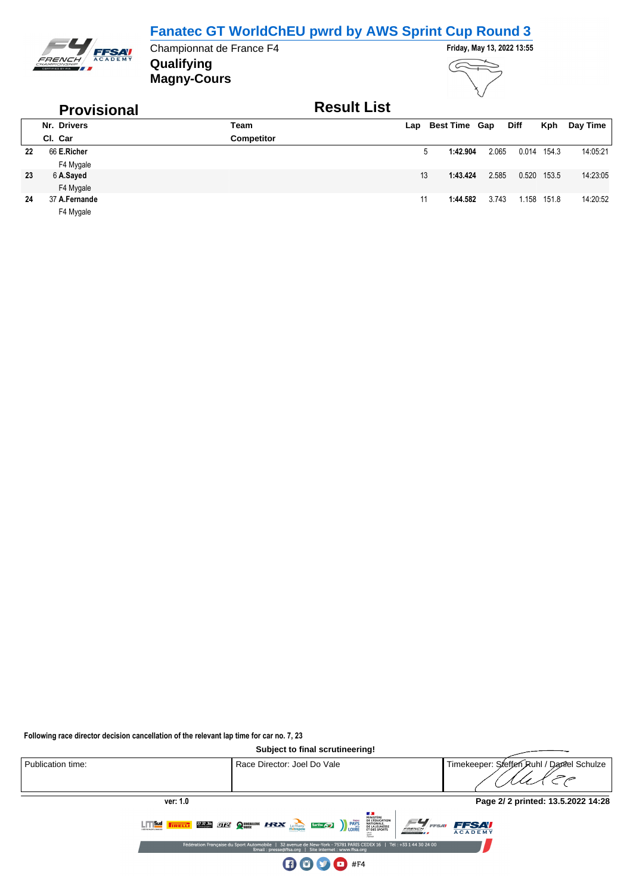# Fanatec GT WorldChEU pwrd by AWS Sprint Cup Round 3

Championnat de France F4

Friday, May 13, 2022 13:55

**Qualifying**

**Magny-Cours**

## Provisional

## Result List

| Cl. | Nr. Drivers / Car | Team / Competitor | Lap | Best Time | Gap | Diff | Kph | Day Time |
|---|---|---|---|---|---|---|---|---|
| 22 | 66 **E.Richer** F4 Mygale | | 5 | **1:42.904** | 2.065 | 0.014 | 154.3 | 14:05:21 |
| 23 | 6 **A.Sayed** F4 Mygale | | 13 | **1:43.424** | 2.585 | 0.520 | 153.5 | 14:23:05 |
| 24 | 37 **A.Fernande** F4 Mygale | | 11 | **1:44.582** | 3.743 | 1.158 | 151.8 | 14:20:52 |

**Following race director decision cancellation of the relevant lap time for car no. 7, 23**

**Subject to final scrutineering!**

| Publication time: | Race Director: Joel Do Vale | Timekeeper: Steffen Ruhl / Daniel Schulze |
|---|---|---|

ver: 1.0

printed: 13.5.2022 14:28

Fédération Française du Sport Automobile | 32 avenue de New-York - 75781 PARIS CEDEX 16 | Tél : +33 1 44 30 24 00
Email : presse@ffsa.org | Site internet : www.ffsa.org

#F4